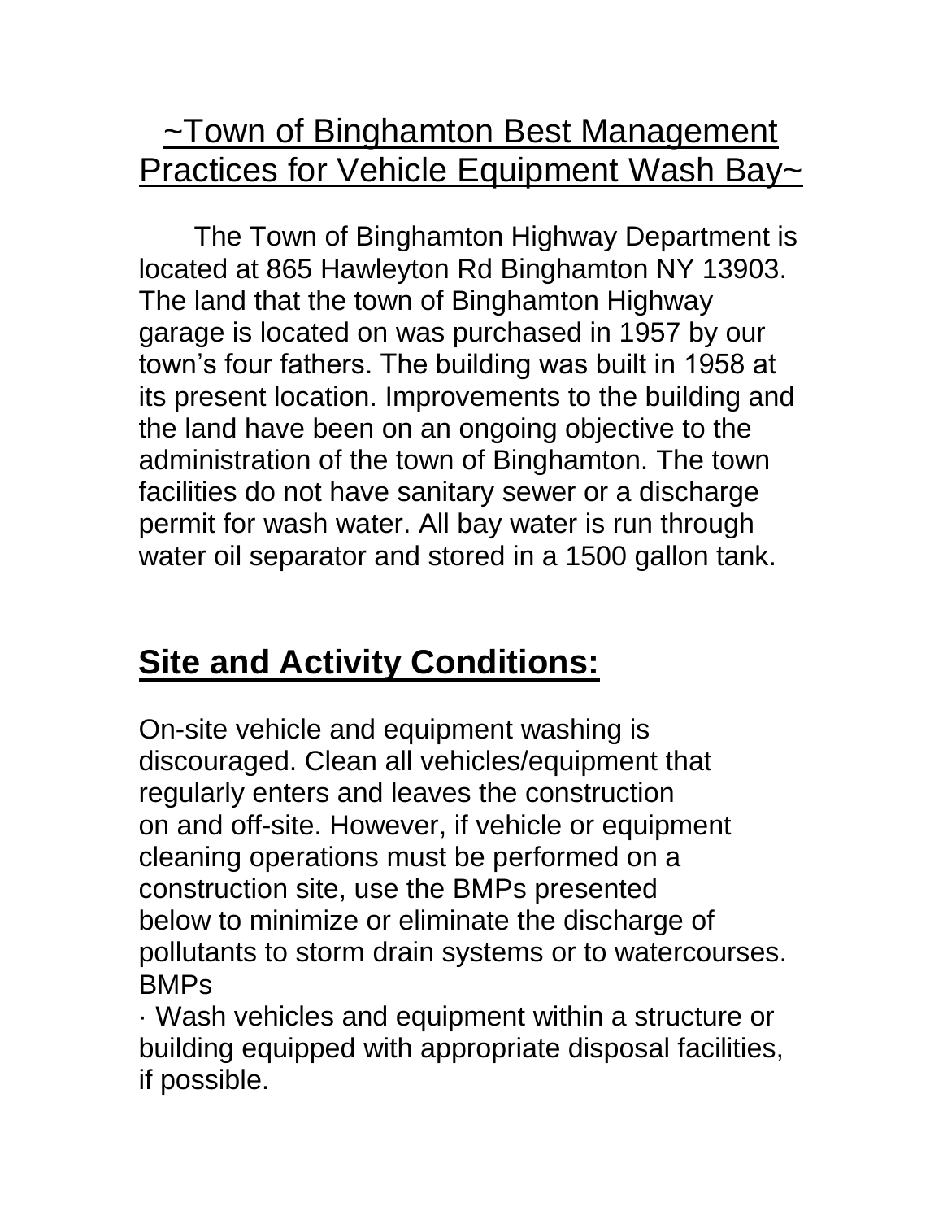# ~Town of Binghamton Best Management Practices for Vehicle Equipment Wash Bay~

The Town of Binghamton Highway Department is located at 865 Hawleyton Rd Binghamton NY 13903. The land that the town of Binghamton Highway garage is located on was purchased in 1957 by our town's four fathers. The building was built in 1958 at its present location. Improvements to the building and the land have been on an ongoing objective to the administration of the town of Binghamton. The town facilities do not have sanitary sewer or a discharge permit for wash water. All bay water is run through water oil separator and stored in a 1500 gallon tank.

## Site and Activity Conditions:

On-site vehicle and equipment washing is discouraged. Clean all vehicles/equipment that regularly enters and leaves the construction on and off-site. However, if vehicle or equipment cleaning operations must be performed on a construction site, use the BMPs presented below to minimize or eliminate the discharge of pollutants to storm drain systems or to watercourses.

BMPs

- Wash vehicles and equipment within a structure or building equipped with appropriate disposal facilities, if possible.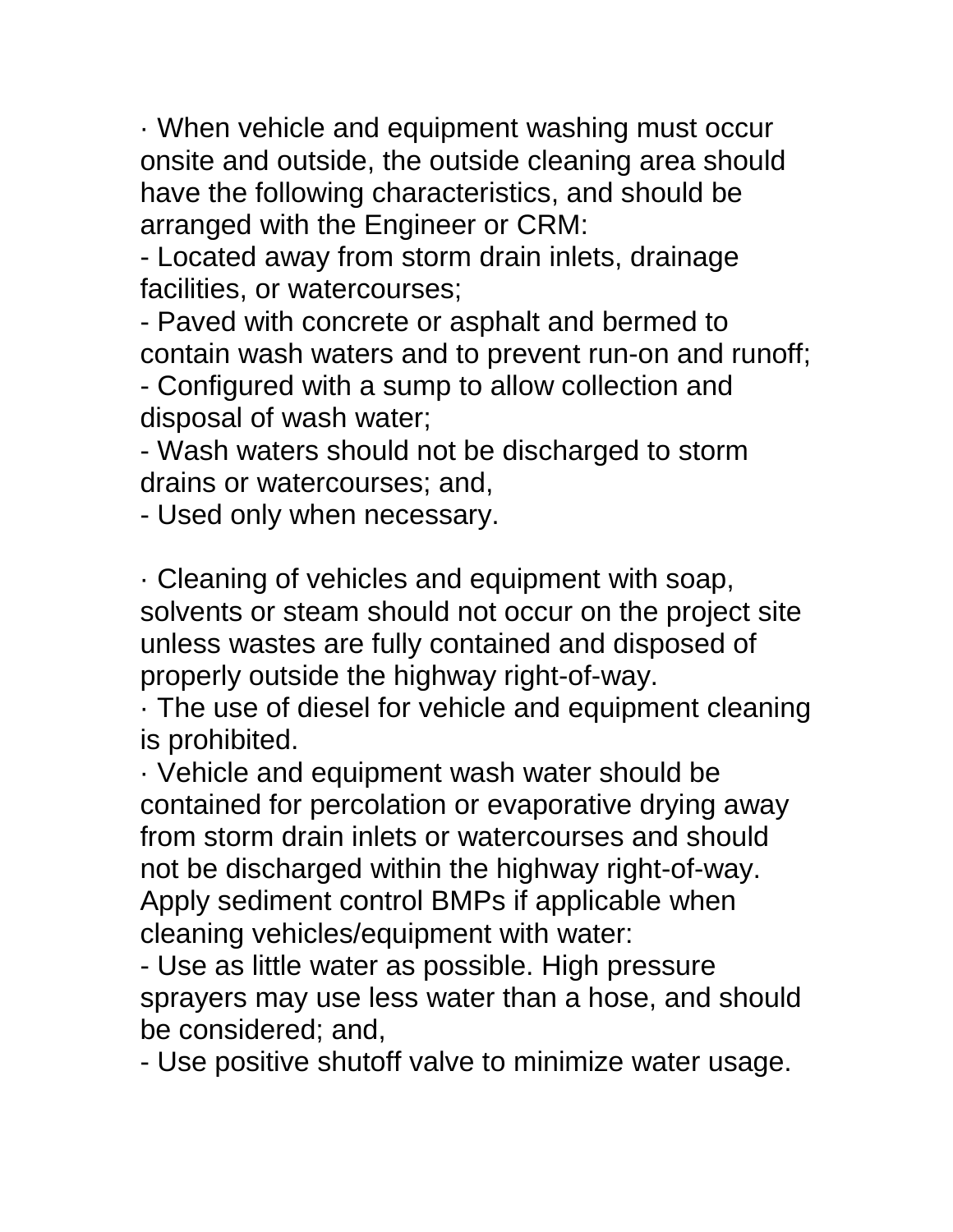· When vehicle and equipment washing must occur onsite and outside, the outside cleaning area should have the following characteristics, and should be arranged with the Engineer or CRM:

- Located away from storm drain inlets, drainage facilities, or watercourses;
- Paved with concrete or asphalt and bermed to contain wash waters and to prevent run-on and runoff;
- Configured with a sump to allow collection and disposal of wash water;
- Wash waters should not be discharged to storm drains or watercourses; and,
- Used only when necessary.

· Cleaning of vehicles and equipment with soap, solvents or steam should not occur on the project site unless wastes are fully contained and disposed of properly outside the highway right-of-way.

· The use of diesel for vehicle and equipment cleaning is prohibited.

· Vehicle and equipment wash water should be contained for percolation or evaporative drying away from storm drain inlets or watercourses and should not be discharged within the highway right-of-way. Apply sediment control BMPs if applicable when cleaning vehicles/equipment with water:

- Use as little water as possible. High pressure sprayers may use less water than a hose, and should be considered; and,
- Use positive shutoff valve to minimize water usage.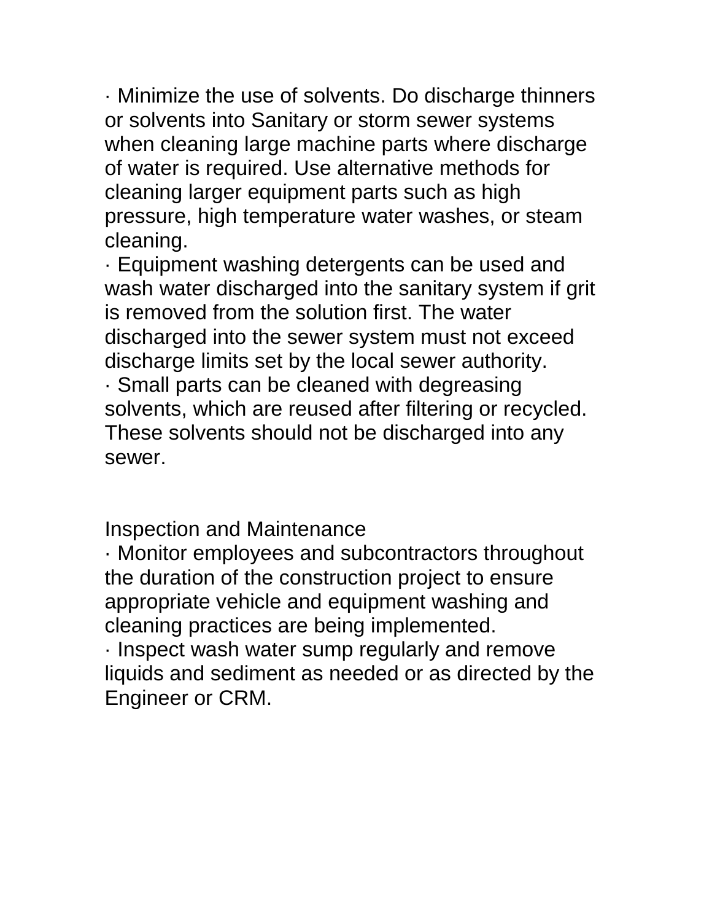· Minimize the use of solvents. Do discharge thinners or solvents into Sanitary or storm sewer systems when cleaning large machine parts where discharge of water is required. Use alternative methods for cleaning larger equipment parts such as high pressure, high temperature water washes, or steam cleaning.

· Equipment washing detergents can be used and wash water discharged into the sanitary system if grit is removed from the solution first. The water discharged into the sewer system must not exceed discharge limits set by the local sewer authority.

· Small parts can be cleaned with degreasing solvents, which are reused after filtering or recycled. These solvents should not be discharged into any sewer.

## Inspection and Maintenance

· Monitor employees and subcontractors throughout the duration of the construction project to ensure appropriate vehicle and equipment washing and cleaning practices are being implemented.

· Inspect wash water sump regularly and remove liquids and sediment as needed or as directed by the Engineer or CRM.